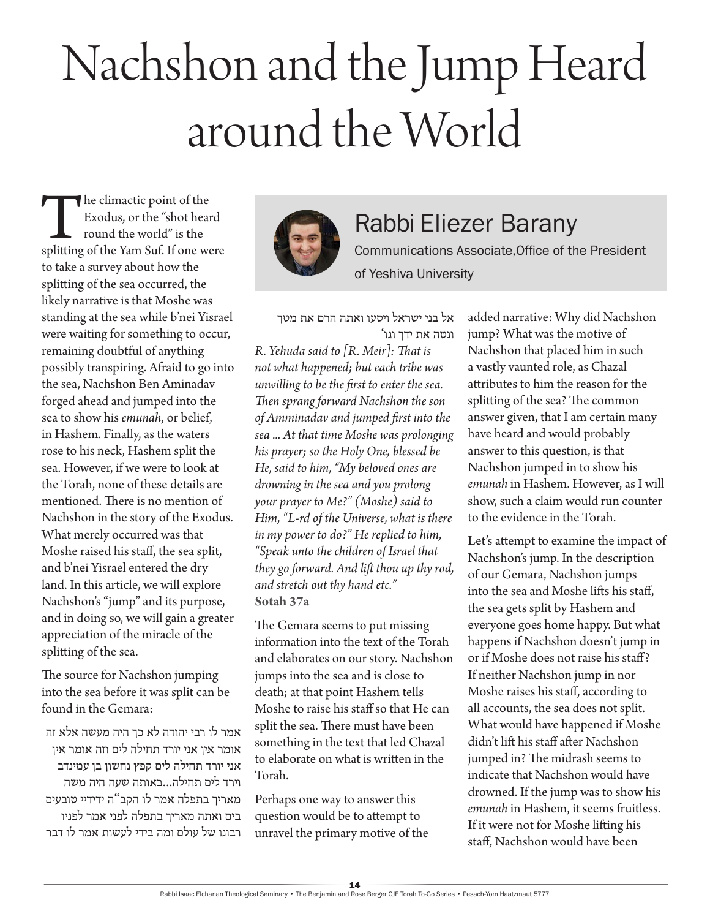# Nachshon and the Jump Heard around the World

## Rabbi Eliezer Barany

Communications Associate,Office of the President of Yeshiva University

The climactic point of the Exodus, or the "shot heard round the world" is the splitting of the Yam Suf. If one were to take a survey about how the splitting of the sea occurred, the likely narrative is that Moshe was standing at the sea while b'nei Yisrael were waiting for something to occur, remaining doubtful of anything possibly transpiring. Afraid to go into the sea, Nachshon Ben Aminadav forged ahead and jumped into the sea to show his *emunah*, or belief, in Hashem. Finally, as the waters rose to his neck, Hashem split the sea. However, if we were to look at the Torah, none of these details are mentioned. There is no mention of Nachshon in the story of the Exodus. What merely occurred was that Moshe raised his staff, the sea split, and b'nei Yisrael entered the dry land. In this article, we will explore Nachshon's "jump" and its purpose, and in doing so, we will gain a greater appreciation of the miracle of the splitting of the sea.

The source for Nachshon jumping into the sea before it was split can be found in the Gemara:

אמר לו רבי יהודה לא כך היה מעשה אלא זה אומר אין אני יורד תחילה לים וזה אומר אין אני יורד תחילה לים קפץ נחשון בן עמינדב וירד לים תחילה...באותה שעה היה משה מאריך בתפלה אמר לו הקב"ה ידידיי טובעים בים ואתה מאריך בתפלה לפני אמר לפניו רבונו של עולם ומה בידי לעשות אמר לו דבר אל בני ישראל ויסעו ואתה הרם את מטך ונטה את ידך וגו'

*R. Yehuda said to [R. Meir]: That is not what happened; but each tribe was unwilling to be the first to enter the sea. Then sprang forward Nachshon the son of Amminadav and jumped first into the sea ... At that time Moshe was prolonging his prayer; so the Holy One, blessed be He, said to him, "My beloved ones are drowning in the sea and you prolong your prayer to Me?" (Moshe) said to Him, "L-rd of the Universe, what is there in my power to do?" He replied to him, "Speak unto the children of Israel that they go forward. And lift thou up thy rod, and stretch out thy hand etc."*
**Sotah 37a**

The Gemara seems to put missing information into the text of the Torah and elaborates on our story. Nachshon jumps into the sea and is close to death; at that point Hashem tells Moshe to raise his staff so that He can split the sea. There must have been something in the text that led Chazal to elaborate on what is written in the Torah.

Perhaps one way to answer this question would be to attempt to unravel the primary motive of the added narrative: Why did Nachshon jump? What was the motive of Nachshon that placed him in such a vastly vaunted role, as Chazal attributes to him the reason for the splitting of the sea? The common answer given, that I am certain many have heard and would probably answer to this question, is that Nachshon jumped in to show his *emunah* in Hashem. However, as I will show, such a claim would run counter to the evidence in the Torah.

Let's attempt to examine the impact of Nachshon's jump. In the description of our Gemara, Nachshon jumps into the sea and Moshe lifts his staff, the sea gets split by Hashem and everyone goes home happy. But what happens if Nachshon doesn't jump in or if Moshe does not raise his staff? If neither Nachshon jump in nor Moshe raises his staff, according to all accounts, the sea does not split. What would have happened if Moshe didn't lift his staff after Nachshon jumped in? The midrash seems to indicate that Nachshon would have drowned. If the jump was to show his *emunah* in Hashem, it seems fruitless. If it were not for Moshe lifting his staff, Nachshon would have been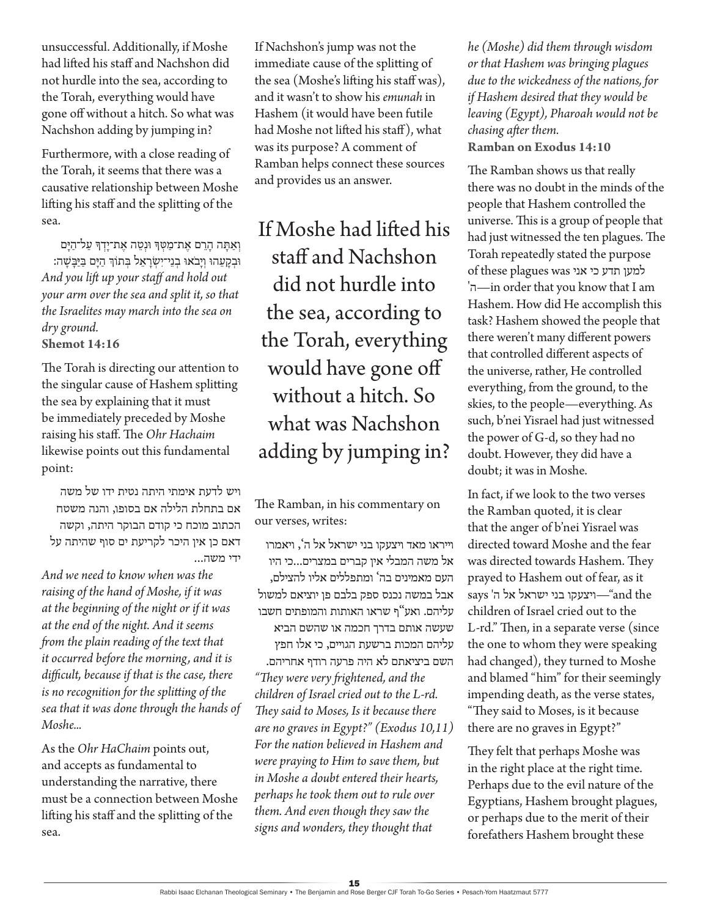unsuccessful. Additionally, if Moshe had lifted his staff and Nachshon did not hurdle into the sea, according to the Torah, everything would have gone off without a hitch. So what was Nachshon adding by jumping in?

Furthermore, with a close reading of the Torah, it seems that there was a causative relationship between Moshe lifting his staff and the splitting of the sea.

וְאַתָּה הָרֵם אֶת־מַטְּךָ וּנְטֵה אֶת־יָדְךָ עַל־הַיָּם וּבְקָעֵהוּ וְיָבֹאוּ בְנֵי־יִשְׂרָאֵל בְּתוֹךְ הַיָּם בַּיַּבָּשָׁה:

*And you lift up your staff and hold out your arm over the sea and split it, so that the Israelites may march into the sea on dry ground.*

**Shemot 14:16**

The Torah is directing our attention to the singular cause of Hashem splitting the sea by explaining that it must be immediately preceded by Moshe raising his staff. The *Ohr Hachaim* likewise points out this fundamental point:

ויש לדעת אימתי היתה נטית ידו של משה אם בתחלת הלילה אם בסופו, והנה משטח הכתוב מוכח כי קודם הבוקר היתה, וקשה דאם כן אין היכר לקריעת ים סוף שהיתה על ידי משה...

*And we need to know when was the raising of the hand of Moshe, if it was at the beginning of the night or if it was at the end of the night. And it seems from the plain reading of the text that it occurred before the morning, and it is difficult, because if that is the case, there is no recognition for the splitting of the sea that it was done through the hands of Moshe...*

As the *Ohr HaChaim* points out, and accepts as fundamental to understanding the narrative, there must be a connection between Moshe lifting his staff and the splitting of the sea.

If Nachshon's jump was not the immediate cause of the splitting of the sea (Moshe's lifting his staff was), and it wasn't to show his *emunah* in Hashem (it would have been futile had Moshe not lifted his staff), what was its purpose? A comment of Ramban helps connect these sources and provides us an answer.

> If Moshe had lifted his staff and Nachshon did not hurdle into the sea, according to the Torah, everything would have gone off without a hitch. So what was Nachshon adding by jumping in?

The Ramban, in his commentary on our verses, writes:

וייראו מאד ויצעקו בני ישראל אל ה', ויאמרו אל משה המבלי אין קברים במצרים...כי היו העם מאמינים בה' ומתפללים אליו להצילם, אבל במשה נכנס ספק בלבם פן יוציאם למשול עליהם. ואע"ף שראו האותות והמופתים חשבו שעשה אותם בדרך חכמה או שהשם הביא עליהם המכות ברשעת הגויים, כי אלו חפץ השם ביציאתם לא היה פרעה רודף אחריהם.

*"They were very frightened, and the children of Israel cried out to the L-rd. They said to Moses, Is it because there are no graves in Egypt?" (Exodus 10,11) For the nation believed in Hashem and were praying to Him to save them, but in Moshe a doubt entered their hearts, perhaps he took them out to rule over them. And even though they saw the signs and wonders, they thought that he (Moshe) did them through wisdom or that Hashem was bringing plagues due to the wickedness of the nations, for if Hashem desired that they would be leaving (Egypt), Pharoah would not be chasing after them.*

**Ramban on Exodus 14:10**

The Ramban shows us that really there was no doubt in the minds of the people that Hashem controlled the universe. This is a group of people that had just witnessed the ten plagues. The Torah repeatedly stated the purpose of these plagues was למען תדע כי אני ה'—in order that you know that I am Hashem. How did He accomplish this task? Hashem showed the people that there weren't many different powers that controlled different aspects of the universe, rather, He controlled everything, from the ground, to the skies, to the people—everything. As such, b'nei Yisrael had just witnessed the power of G-d, so they had no doubt. However, they did have a doubt; it was in Moshe.

In fact, if we look to the two verses the Ramban quoted, it is clear that the anger of b'nei Yisrael was directed toward Moshe and the fear was directed towards Hashem. They prayed to Hashem out of fear, as it says ויצעקו בני ישראל אל ה'—"and the children of Israel cried out to the L-rd." Then, in a separate verse (since the one to whom they were speaking had changed), they turned to Moshe and blamed "him" for their seemingly impending death, as the verse states, "They said to Moses, is it because there are no graves in Egypt?"

They felt that perhaps Moshe was in the right place at the right time. Perhaps due to the evil nature of the Egyptians, Hashem brought plagues, or perhaps due to the merit of their forefathers Hashem brought these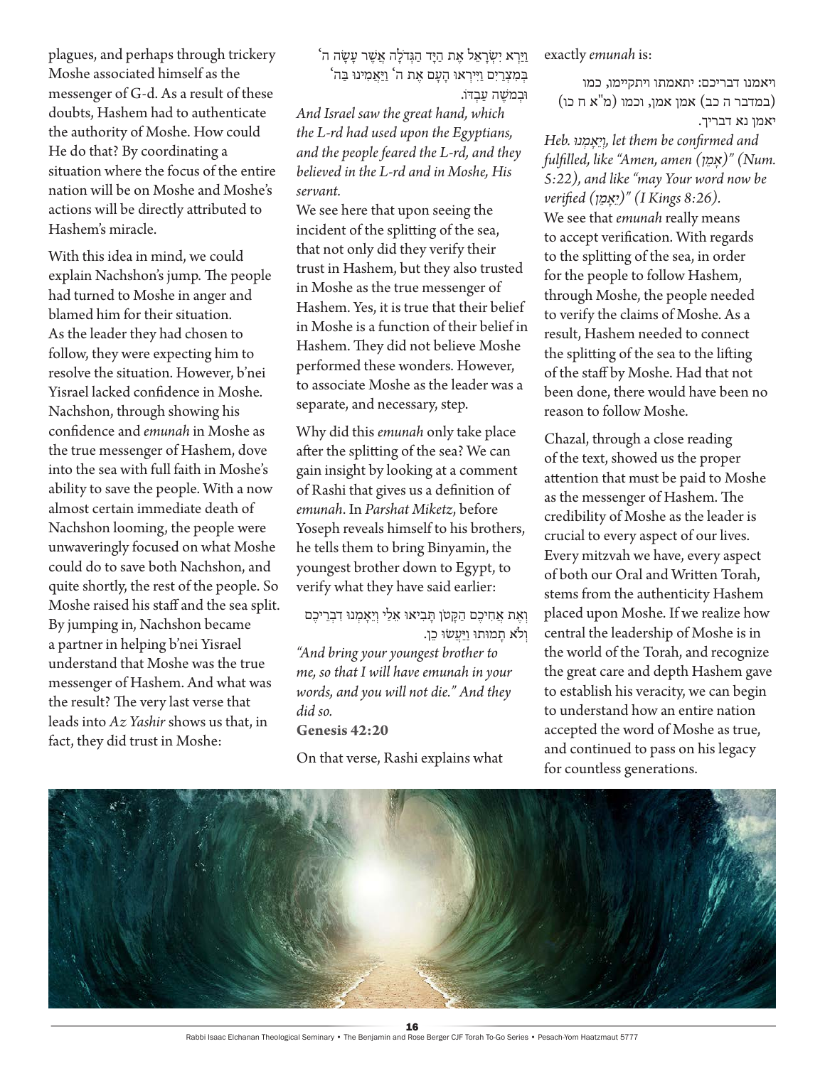plagues, and perhaps through trickery Moshe associated himself as the messenger of G-d. As a result of these doubts, Hashem had to authenticate the authority of Moshe. How could He do that? By coordinating a situation where the focus of the entire nation will be on Moshe and Moshe's actions will be directly attributed to Hashem's miracle.

With this idea in mind, we could explain Nachshon's jump. The people had turned to Moshe in anger and blamed him for their situation. As the leader they had chosen to follow, they were expecting him to resolve the situation. However, b'nei Yisrael lacked confidence in Moshe. Nachshon, through showing his confidence and *emunah* in Moshe as the true messenger of Hashem, dove into the sea with full faith in Moshe's ability to save the people. With a now almost certain immediate death of Nachshon looming, the people were unwaveringly focused on what Moshe could do to save both Nachshon, and quite shortly, the rest of the people. So Moshe raised his staff and the sea split. By jumping in, Nachshon became a partner in helping b'nei Yisrael understand that Moshe was the true messenger of Hashem. And what was the result? The very last verse that leads into *Az Yashir* shows us that, in fact, they did trust in Moshe:

וַיַּרְא יִשְׂרָאֵל אֶת הַיָּד הַגְּדֹלָה אֲשֶׁר עָשָׂה ה' בְּמִצְרַיִם וַיִּירְאוּ הָעָם אֶת ה' וַיַּאֲמִינוּ בַּה' וּבְמֹשֶׁה עַבְדּוֹ.

*And Israel saw the great hand, which the L-rd had used upon the Egyptians, and the people feared the L-rd, and they believed in the L-rd and in Moshe, His servant.*

We see here that upon seeing the incident of the splitting of the sea, that not only did they verify their trust in Hashem, but they also trusted in Moshe as the true messenger of Hashem. Yes, it is true that their belief in Moshe is a function of their belief in Hashem. They did not believe Moshe performed these wonders. However, to associate Moshe as the leader was a separate, and necessary, step.

Why did this *emunah* only take place after the splitting of the sea? We can gain insight by looking at a comment of Rashi that gives us a definition of *emunah*. In *Parshat Miketz*, before Yoseph reveals himself to his brothers, he tells them to bring Binyamin, the youngest brother down to Egypt, to verify what they have said earlier:

וְאֶת אֲחִיכֶם הַקָּטֹן תָּבִיאוּ אֵלַי וְיֵאָמְנוּ דִבְרֵיכֶם וְלֹא תָמוּתוּ וַיַּעֲשׂוּ כֵן.

*"And bring your youngest brother to me, so that I will have emunah in your words, and you will not die." And they did so.*

**Genesis 42:20**

On that verse, Rashi explains what exactly *emunah* is:

ויאמנו דבריכם: יתאמתו ויתקיימו, כמו (במדבר ה כב) אמן אמן, וכמו (מ"א ח כו) יאמן נא דבריך.

*Heb. וְיֵאָמְנוּ, let them be confirmed and fulfilled, like "Amen, amen (אָמֵן)" (Num. 5:22), and like "may Your word now be verified (יֵאָמֶן)" (I Kings 8:26).*

We see that *emunah* really means to accept verification. With regards to the splitting of the sea, in order for the people to follow Hashem, through Moshe, the people needed to verify the claims of Moshe. As a result, Hashem needed to connect the splitting of the sea to the lifting of the staff by Moshe. Had that not been done, there would have been no reason to follow Moshe.

Chazal, through a close reading of the text, showed us the proper attention that must be paid to Moshe as the messenger of Hashem. The credibility of Moshe as the leader is crucial to every aspect of our lives. Every mitzvah we have, every aspect of both our Oral and Written Torah, stems from the authenticity Hashem placed upon Moshe. If we realize how central the leadership of Moshe is in the world of the Torah, and recognize the great care and depth Hashem gave to establish his veracity, we can begin to understand how an entire nation accepted the word of Moshe as true, and continued to pass on his legacy for countless generations.